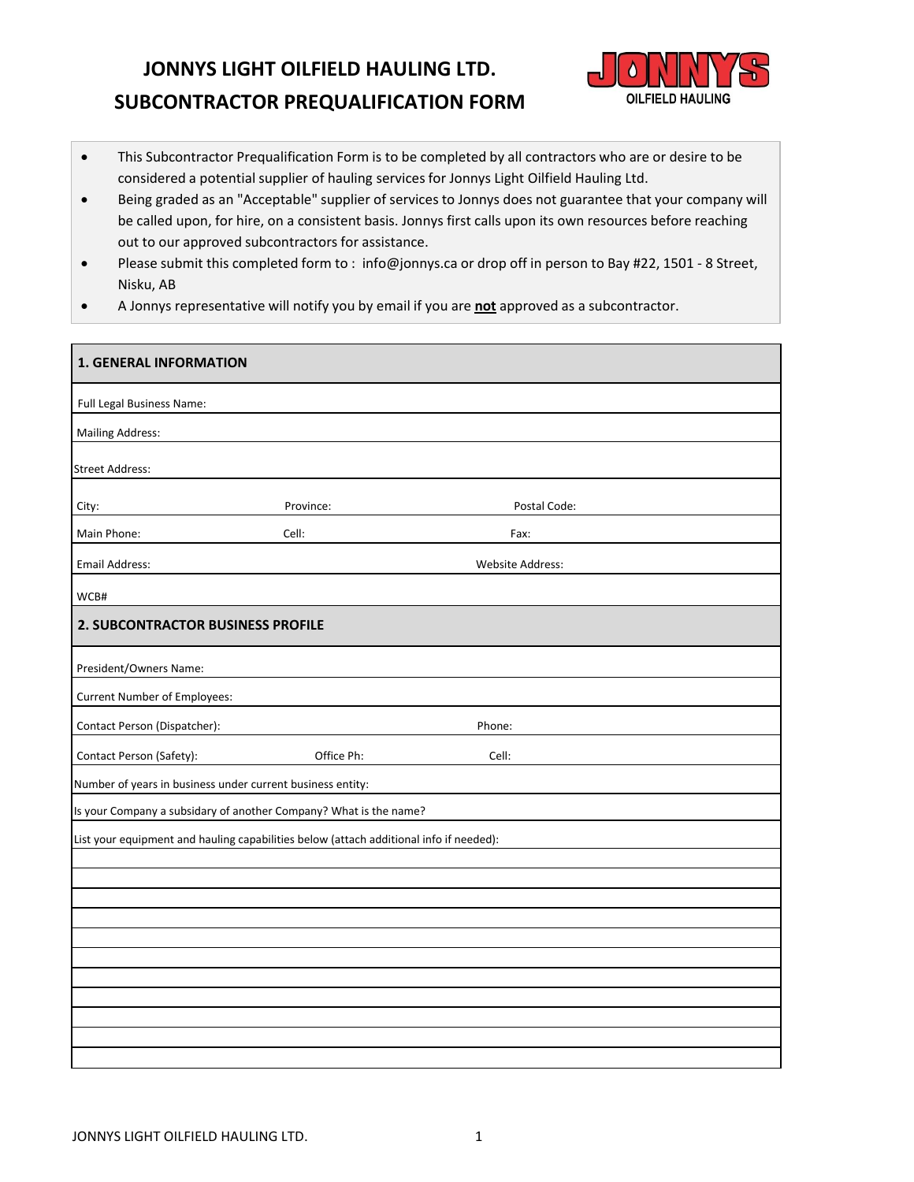# JONNYS LIGHT OILFIELD HAULING LTD.
# SUBCONTRACTOR PREQUALIFICATION FORM

- This Subcontractor Prequalification Form is to be completed by all contractors who are or desire to be considered a potential supplier of hauling services for Jonnys Light Oilfield Hauling Ltd.
- Being graded as an "Acceptable" supplier of services to Jonnys does not guarantee that your company will be called upon, for hire, on a consistent basis. Jonnys first calls upon its own resources before reaching out to our approved subcontractors for assistance.
- Please submit this completed form to : info@jonnys.ca or drop off in person to Bay #22, 1501 - 8 Street, Nisku, AB
- A Jonnys representative will notify you by email if you are **not** approved as a subcontractor.

| **1. GENERAL INFORMATION** | | |
|---|---|---|
| Full Legal Business Name: | | |
| Mailing Address: | | |
| Street Address: | | |
| City: | Province: | Postal Code: |
| Main Phone: | Cell: | Fax: |
| Email Address: | | Website Address: |
| WCB# | | |
| **2. SUBCONTRACTOR BUSINESS PROFILE** | | |
| President/Owners Name: | | |
| Current Number of Employees: | | |
| Contact Person (Dispatcher): | | Phone: |
| Contact Person (Safety): | Office Ph: | Cell: |
| Number of years in business under current business entity: | | |
| Is your Company a subsidary of another Company? What is the name? | | |
| List your equipment and hauling capabilities below (attach additional info if needed): | | |
| | | |
| | | |
| | | |
| | | |
| | | |
| | | |
| | | |
| | | |
| | | |
| | | |
| | | |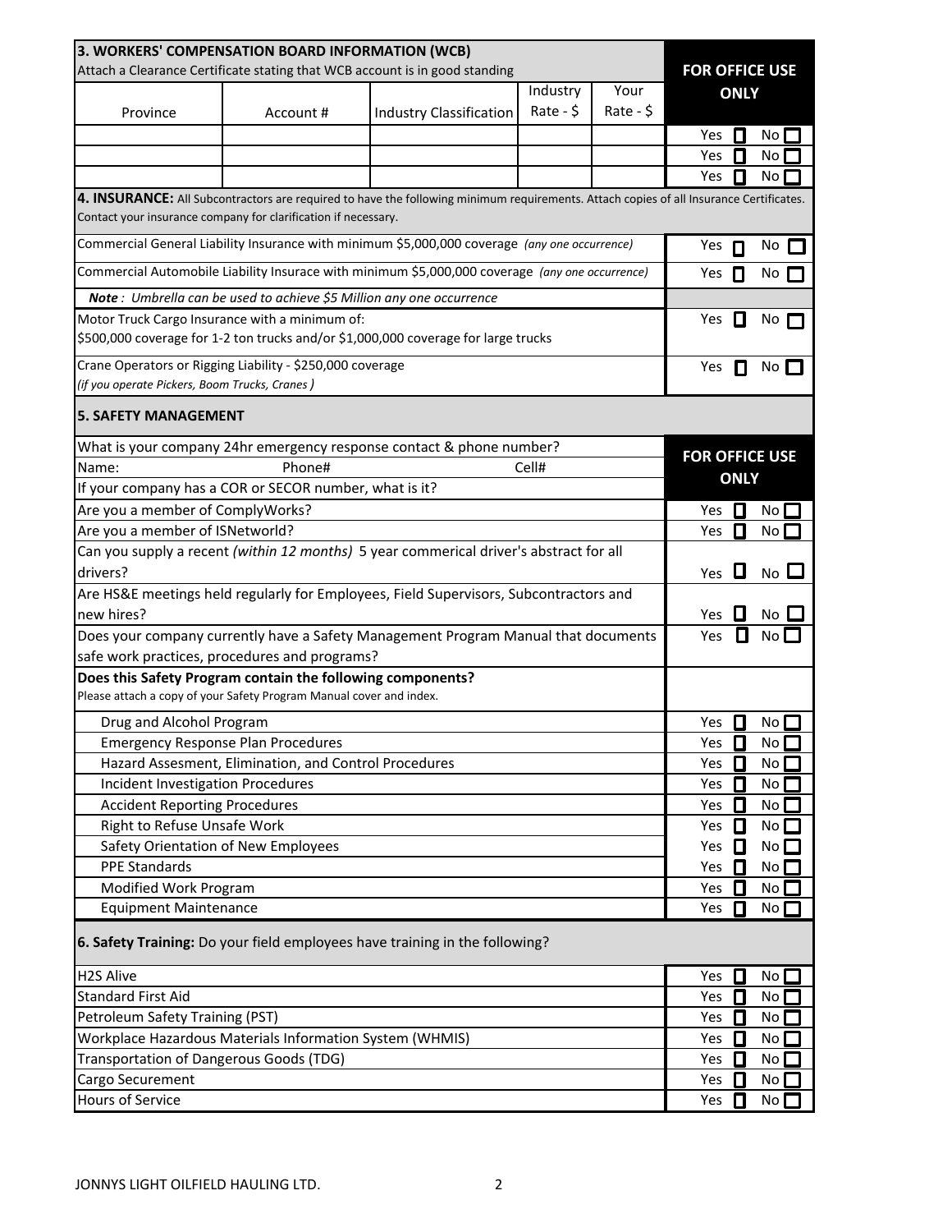## 3. WORKERS' COMPENSATION BOARD INFORMATION (WCB)

Attach a Clearance Certificate stating that WCB account is in good standing

| Province | Account # | Industry Classification | Industry Rate - $ | Your Rate - $ | FOR OFFICE USE ONLY |
|---|---|---|---|---|---|
| | | | | | Yes ☐ No ☐ |
| | | | | | Yes ☐ No ☐ |
| | | | | | Yes ☐ No ☐ |

## 4. INSURANCE:

All Subcontractors are required to have the following minimum requirements. Attach copies of all Insurance Certificates. Contact your insurance company for clarification if necessary.

| | |
|---|---|
| Commercial General Liability Insurance with minimum $5,000,000 coverage *(any one occurrence)* | Yes ☐ No ☐ |
| Commercial Automobile Liability Insurace with minimum $5,000,000 coverage *(any one occurrence)* | Yes ☐ No ☐ |
| ***Note**: Umbrella can be used to achieve $5 Million any one occurrence* | |
| Motor Truck Cargo Insurance with a minimum of: $500,000 coverage for 1-2 ton trucks and/or $1,000,000 coverage for large trucks | Yes ☐ No ☐ |
| Crane Operators or Rigging Liability - $250,000 coverage *(if you operate Pickers, Boom Trucks, Cranes )* | Yes ☐ No ☐ |

## 5. SAFETY MANAGEMENT

| | FOR OFFICE USE ONLY |
|---|---|
| What is your company 24hr emergency response contact & phone number? | |
| Name: Phone# Cell# | |
| If your company has a COR or SECOR number, what is it? | |
| Are you a member of ComplyWorks? | Yes ☐ No ☐ |
| Are you a member of ISNetworld? | Yes ☐ No ☐ |
| Can you supply a recent *(within 12 months)* 5 year commerical driver's abstract for all drivers? | Yes ☐ No ☐ |
| Are HS&E meetings held regularly for Employees, Field Supervisors, Subcontractors and new hires? | Yes ☐ No ☐ |
| Does your company currently have a Safety Management Program Manual that documents safe work practices, procedures and programs? | Yes ☐ No ☐ |
| **Does this Safety Program contain the following components?** Please attach a copy of your Safety Program Manual cover and index. | |
| Drug and Alcohol Program | Yes ☐ No ☐ |
| Emergency Response Plan Procedures | Yes ☐ No ☐ |
| Hazard Assesment, Elimination, and Control Procedures | Yes ☐ No ☐ |
| Incident Investigation Procedures | Yes ☐ No ☐ |
| Accident Reporting Procedures | Yes ☐ No ☐ |
| Right to Refuse Unsafe Work | Yes ☐ No ☐ |
| Safety Orientation of New Employees | Yes ☐ No ☐ |
| PPE Standards | Yes ☐ No ☐ |
| Modified Work Program | Yes ☐ No ☐ |
| Equipment Maintenance | Yes ☐ No ☐ |

## 6. Safety Training:

Do your field employees have training in the following?

| | |
|---|---|
| H2S Alive | Yes ☐ No ☐ |
| Standard First Aid | Yes ☐ No ☐ |
| Petroleum Safety Training (PST) | Yes ☐ No ☐ |
| Workplace Hazardous Materials Information System (WHMIS) | Yes ☐ No ☐ |
| Transportation of Dangerous Goods (TDG) | Yes ☐ No ☐ |
| Cargo Securement | Yes ☐ No ☐ |
| Hours of Service | Yes ☐ No ☐ |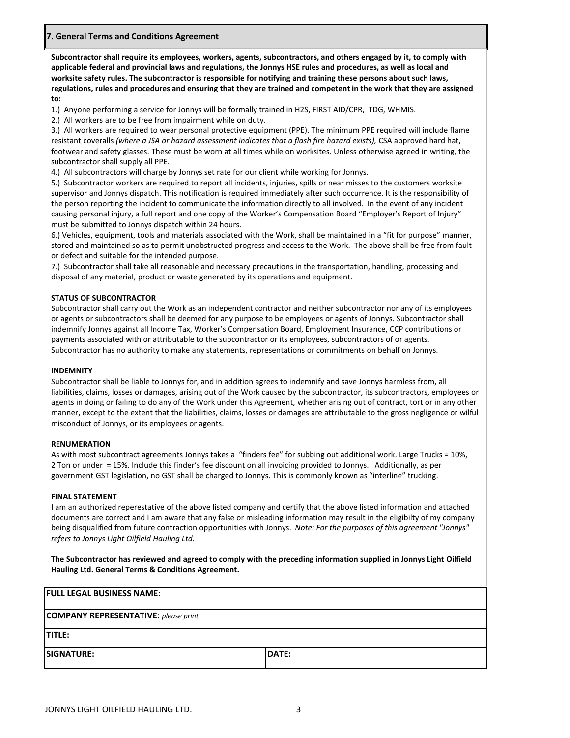## 7. General Terms and Conditions Agreement

**Subcontractor shall require its employees, workers, agents, subcontractors, and others engaged by it, to comply with applicable federal and provincial laws and regulations, the Jonnys HSE rules and procedures, as well as local and worksite safety rules. The subcontractor is responsible for notifying and training these persons about such laws, regulations, rules and procedures and ensuring that they are trained and competent in the work that they are assigned to:**

1.) Anyone performing a service for Jonnys will be formally trained in H2S, FIRST AID/CPR, TDG, WHMIS.

2.) All workers are to be free from impairment while on duty.

3.) All workers are required to wear personal protective equipment (PPE). The minimum PPE required will include flame resistant coveralls *(where a JSA or hazard assessment indicates that a flash fire hazard exists),* CSA approved hard hat, footwear and safety glasses. These must be worn at all times while on worksites. Unless otherwise agreed in writing, the subcontractor shall supply all PPE.

4.) All subcontractors will charge by Jonnys set rate for our client while working for Jonnys.

5.) Subcontractor workers are required to report all incidents, injuries, spills or near misses to the customers worksite supervisor and Jonnys dispatch. This notification is required immediately after such occurrence. It is the responsibility of the person reporting the incident to communicate the information directly to all involved. In the event of any incident causing personal injury, a full report and one copy of the Worker's Compensation Board "Employer's Report of Injury" must be submitted to Jonnys dispatch within 24 hours.

6.) Vehicles, equipment, tools and materials associated with the Work, shall be maintained in a "fit for purpose" manner, stored and maintained so as to permit unobstructed progress and access to the Work. The above shall be free from fault or defect and suitable for the intended purpose.

7.) Subcontractor shall take all reasonable and necessary precautions in the transportation, handling, processing and disposal of any material, product or waste generated by its operations and equipment.

**STATUS OF SUBCONTRACTOR**

Subcontractor shall carry out the Work as an independent contractor and neither subcontractor nor any of its employees or agents or subcontractors shall be deemed for any purpose to be employees or agents of Jonnys. Subcontractor shall indemnify Jonnys against all Income Tax, Worker's Compensation Board, Employment Insurance, CCP contributions or payments associated with or attributable to the subcontractor or its employees, subcontractors of or agents. Subcontractor has no authority to make any statements, representations or commitments on behalf on Jonnys.

**INDEMNITY**

Subcontractor shall be liable to Jonnys for, and in addition agrees to indemnify and save Jonnys harmless from, all liabilities, claims, losses or damages, arising out of the Work caused by the subcontractor, its subcontractors, employees or agents in doing or failing to do any of the Work under this Agreement, whether arising out of contract, tort or in any other manner, except to the extent that the liabilities, claims, losses or damages are attributable to the gross negligence or wilful misconduct of Jonnys, or its employees or agents.

**RENUMERATION**

As with most subcontract agreements Jonnys takes a "finders fee" for subbing out additional work. Large Trucks = 10%, 2 Ton or under = 15%. Include this finder's fee discount on all invoicing provided to Jonnys. Additionally, as per government GST legislation, no GST shall be charged to Jonnys. This is commonly known as "interline" trucking.

**FINAL STATEMENT**

I am an authorized reperestative of the above listed company and certify that the above listed information and attached documents are correct and I am aware that any false or misleading information may result in the eligibilty of my company being disqualified from future contraction opportunities with Jonnys. *Note: For the purposes of this agreement "Jonnys" refers to Jonnys Light Oilfield Hauling Ltd.*

**The Subcontractor has reviewed and agreed to comply with the preceding information supplied in Jonnys Light Oilfield Hauling Ltd. General Terms & Conditions Agreement.**

| **FULL LEGAL BUSINESS NAME:** | |
|---|---|
| **COMPANY REPRESENTATIVE:** *please print* | |
| **TITLE:** | |
| **SIGNATURE:** | **DATE:** |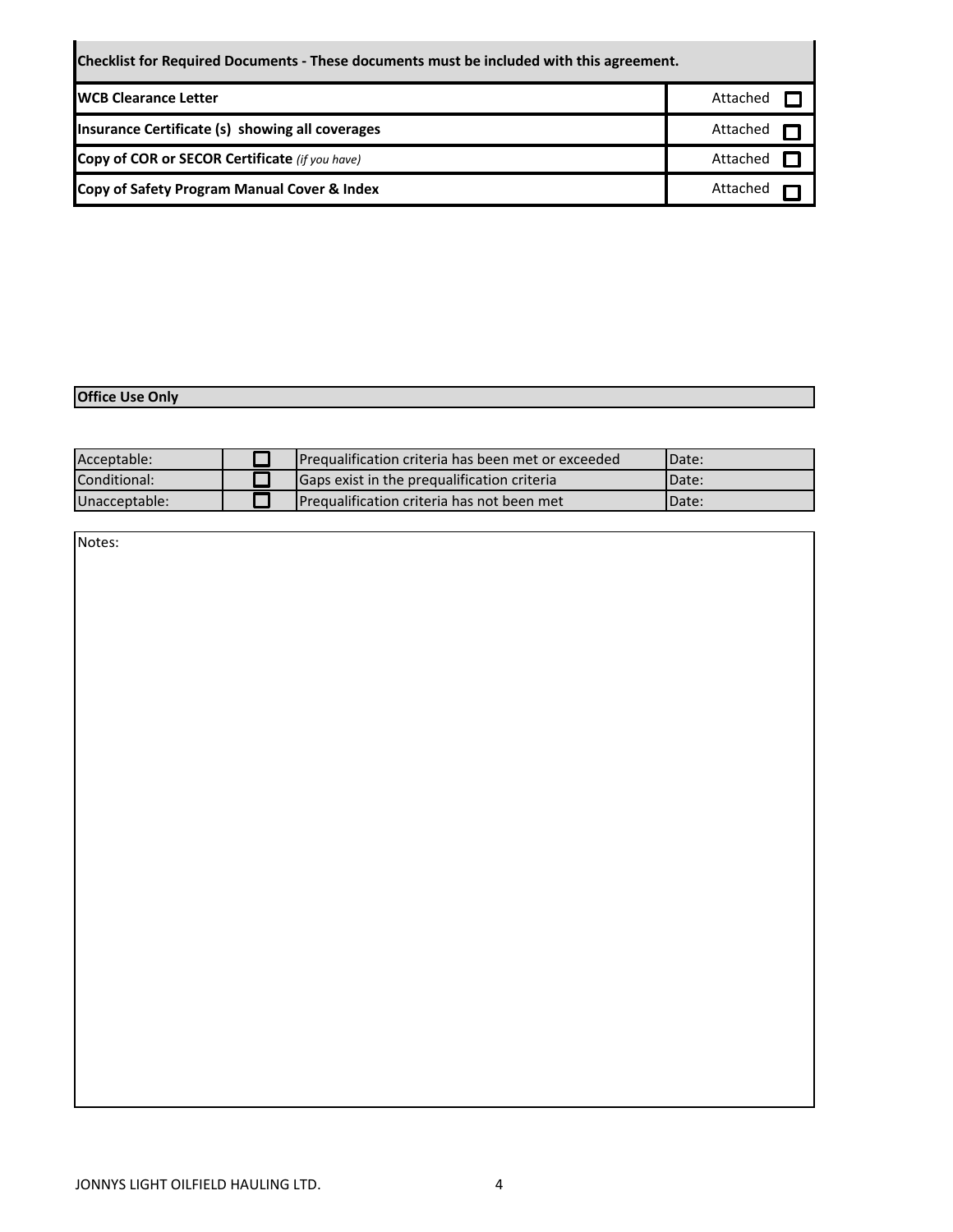| Checklist for Required Documents - These documents must be included with this agreement. | |
|---|---|
| **WCB Clearance Letter** | Attached ☐ |
| **Insurance Certificate (s) showing all coverages** | Attached ☐ |
| **Copy of COR or SECOR Certificate** *(if you have)* | Attached ☐ |
| **Copy of Safety Program Manual Cover & Index** | Attached ☐ |

**Office Use Only**

| | | | |
|---|---|---|---|
| Acceptable: | ☐ | Prequalification criteria has been met or exceeded | Date: |
| Conditional: | ☐ | Gaps exist in the prequalification criteria | Date: |
| Unacceptable: | ☐ | Prequalification criteria has not been met | Date: |

Notes:

JONNYS LIGHT OILFIELD HAULING LTD.